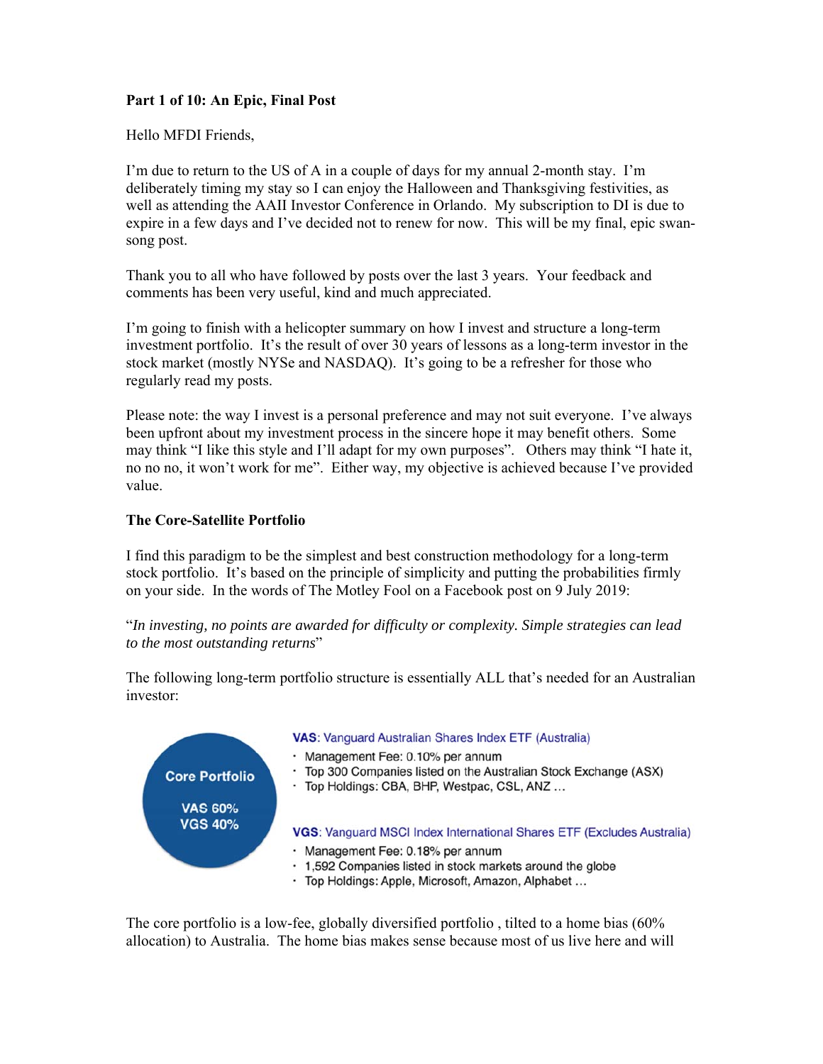**Part 1 of 10: An Epic, Final Post**

Hello MFDI Friends,

I'm due to return to the US of A in a couple of days for my annual 2-month stay. I'm deliberately timing my stay so I can enjoy the Halloween and Thanksgiving festivities, as well as attending the AAII Investor Conference in Orlando. My subscription to DI is due to expire in a few days and I've decided not to renew for now. This will be my final, epic swan-song post.

Thank you to all who have followed by posts over the last 3 years. Your feedback and comments has been very useful, kind and much appreciated.

I'm going to finish with a helicopter summary on how I invest and structure a long-term investment portfolio. It's the result of over 30 years of lessons as a long-term investor in the stock market (mostly NYSe and NASDAQ). It's going to be a refresher for those who regularly read my posts.

Please note: the way I invest is a personal preference and may not suit everyone. I've always been upfront about my investment process in the sincere hope it may benefit others. Some may think "I like this style and I'll adapt for my own purposes". Others may think "I hate it, no no no, it won't work for me". Either way, my objective is achieved because I've provided value.

**The Core-Satellite Portfolio**

I find this paradigm to be the simplest and best construction methodology for a long-term stock portfolio. It's based on the principle of simplicity and putting the probabilities firmly on your side. In the words of The Motley Fool on a Facebook post on 9 July 2019:

"*In investing, no points are awarded for difficulty or complexity. Simple strategies can lead to the most outstanding returns*"

The following long-term portfolio structure is essentially ALL that's needed for an Australian investor:

**Core Portfolio**

**VAS 60%**
**VGS 40%**

**VAS**: Vanguard Australian Shares Index ETF (Australia)

- Management Fee: 0.10% per annum
- Top 300 Companies listed on the Australian Stock Exchange (ASX)
- Top Holdings: CBA, BHP, Westpac, CSL, ANZ …

**VGS**: Vanguard MSCI Index International Shares ETF (Excludes Australia)

- Management Fee: 0.18% per annum
- 1,592 Companies listed in stock markets around the globe
- Top Holdings: Apple, Microsoft, Amazon, Alphabet …

The core portfolio is a low-fee, globally diversified portfolio , tilted to a home bias (60% allocation) to Australia. The home bias makes sense because most of us live here and will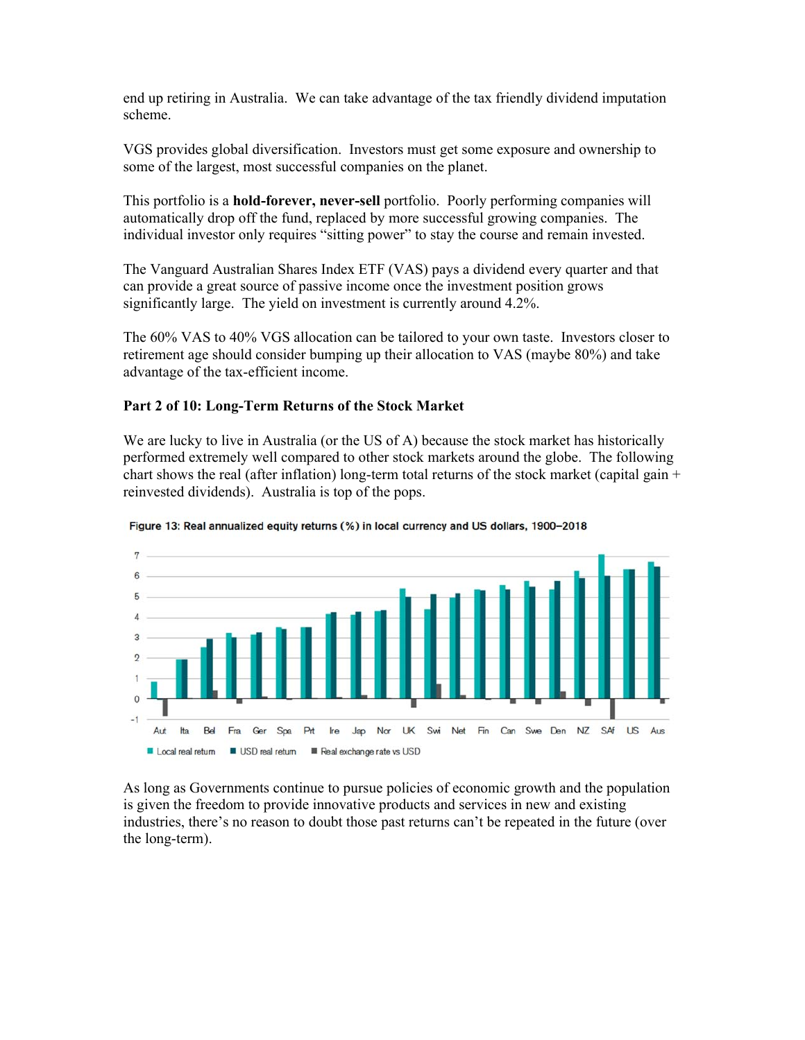end up retiring in Australia. We can take advantage of the tax friendly dividend imputation scheme.

VGS provides global diversification. Investors must get some exposure and ownership to some of the largest, most successful companies on the planet.

This portfolio is a **hold-forever, never-sell** portfolio. Poorly performing companies will automatically drop off the fund, replaced by more successful growing companies. The individual investor only requires "sitting power" to stay the course and remain invested.

The Vanguard Australian Shares Index ETF (VAS) pays a dividend every quarter and that can provide a great source of passive income once the investment position grows significantly large. The yield on investment is currently around 4.2%.

The 60% VAS to 40% VGS allocation can be tailored to your own taste. Investors closer to retirement age should consider bumping up their allocation to VAS (maybe 80%) and take advantage of the tax-efficient income.

**Part 2 of 10: Long-Term Returns of the Stock Market**

We are lucky to live in Australia (or the US of A) because the stock market has historically performed extremely well compared to other stock markets around the globe. The following chart shows the real (after inflation) long-term total returns of the stock market (capital gain + reinvested dividends). Australia is top of the pops.

**Figure 13: Real annualized equity returns (%) in local currency and US dollars, 1900–2018**

As long as Governments continue to pursue policies of economic growth and the population is given the freedom to provide innovative products and services in new and existing industries, there's no reason to doubt those past returns can't be repeated in the future (over the long-term).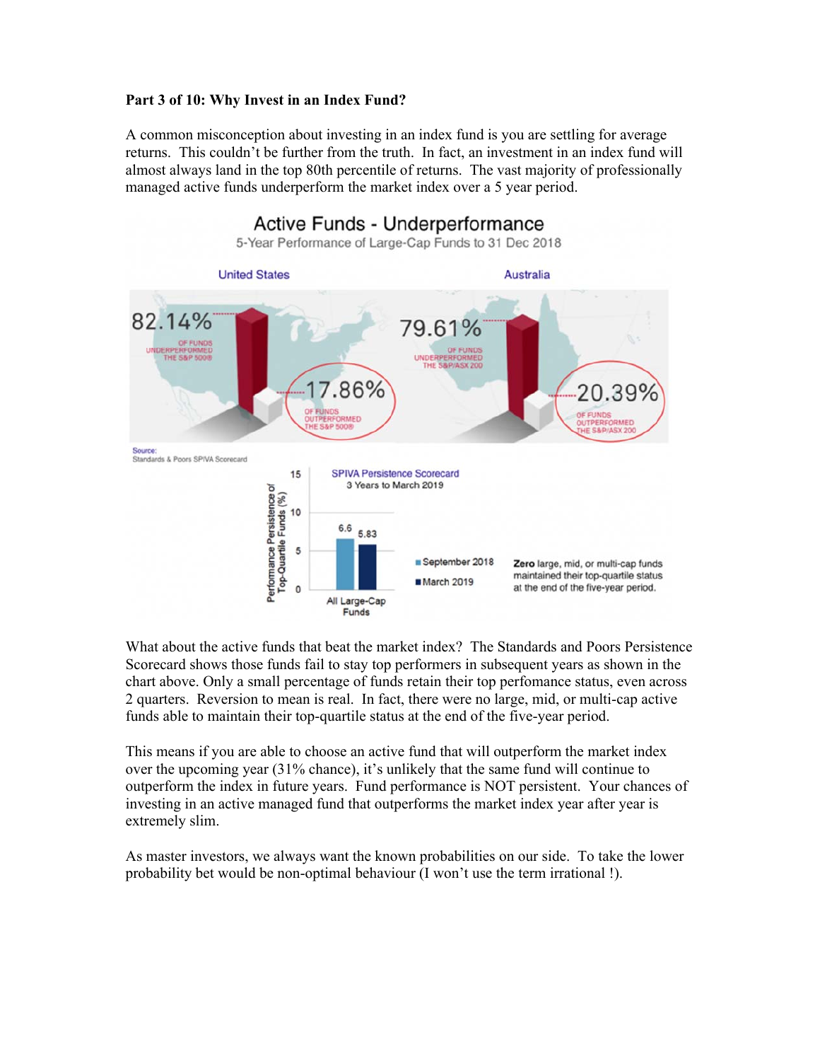**Part 3 of 10: Why Invest in an Index Fund?**

A common misconception about investing in an index fund is you are settling for average returns. This couldn't be further from the truth. In fact, an investment in an index fund will almost always land in the top 80th percentile of returns. The vast majority of professionally managed active funds underperform the market index over a 5 year period.

Active Funds - Underperformance

5-Year Performance of Large-Cap Funds to 31 Dec 2018

United States

82.14% OF FUNDS UNDERPERFORMED THE S&P 500®

17.86% OF FUNDS OUTPERFORMED THE S&P 500®

Australia

79.61% OF FUNDS UNDERPERFORMED THE S&P/ASX 200

20.39% OF FUNDS OUTPERFORMED THE S&P/ASX 200

Source: Standards & Poors SPIVA Scorecard

SPIVA Persistence Scorecard

3 Years to March 2019

Performance Persistence of Top-Quartile Funds (%)

| | September 2018 | March 2019 |
|---|---|---|
| All Large-Cap Funds | 6.6 | 5.83 |

**Zero** large, mid, or multi-cap funds maintained their top-quartile status at the end of the five-year period.

What about the active funds that beat the market index? The Standards and Poors Persistence Scorecard shows those funds fail to stay top performers in subsequent years as shown in the chart above. Only a small percentage of funds retain their top perfomance status, even across 2 quarters. Reversion to mean is real. In fact, there were no large, mid, or multi-cap active funds able to maintain their top-quartile status at the end of the five-year period.

This means if you are able to choose an active fund that will outperform the market index over the upcoming year (31% chance), it's unlikely that the same fund will continue to outperform the index in future years. Fund performance is NOT persistent. Your chances of investing in an active managed fund that outperforms the market index year after year is extremely slim.

As master investors, we always want the known probabilities on our side. To take the lower probability bet would be non-optimal behaviour (I won't use the term irrational !).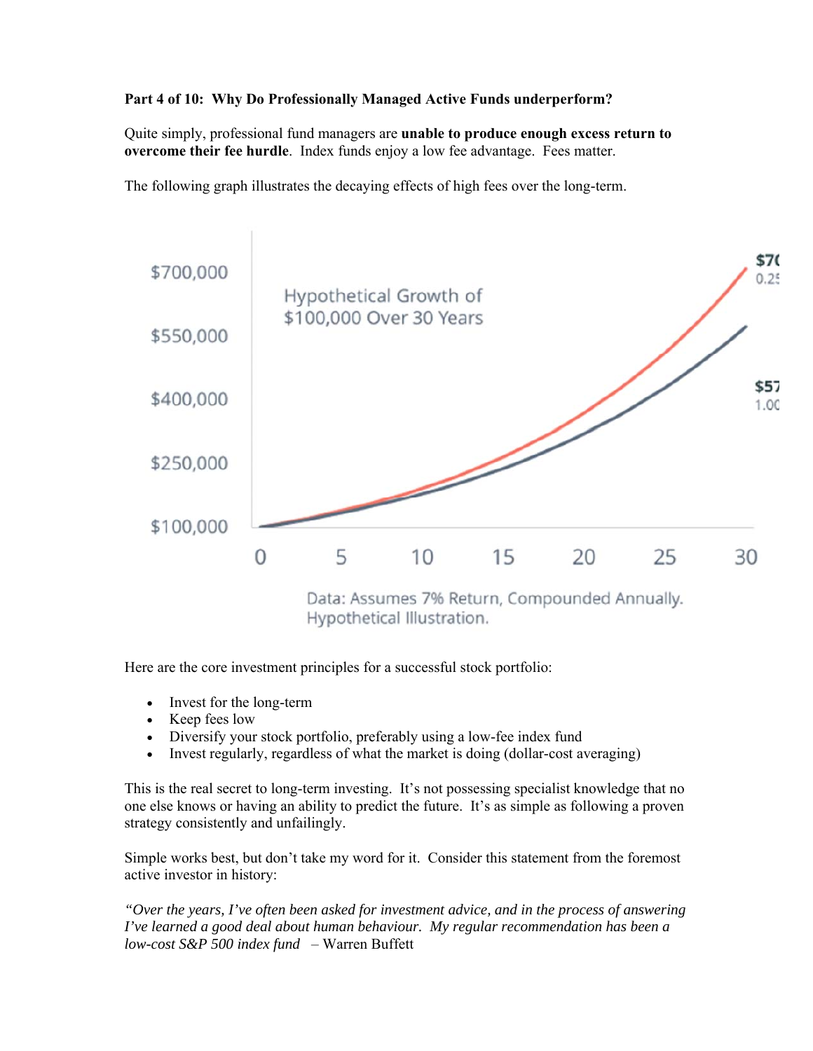**Part 4 of 10: Why Do Professionally Managed Active Funds underperform?**

Quite simply, professional fund managers are **unable to produce enough excess return to overcome their fee hurdle**. Index funds enjoy a low fee advantage. Fees matter.

The following graph illustrates the decaying effects of high fees over the long-term.

Hypothetical Growth of $100,000 Over 30 Years

Data: Assumes 7% Return, Compounded Annually. Hypothetical Illustration.

Here are the core investment principles for a successful stock portfolio:

- Invest for the long-term
- Keep fees low
- Diversify your stock portfolio, preferably using a low-fee index fund
- Invest regularly, regardless of what the market is doing (dollar-cost averaging)

This is the real secret to long-term investing. It's not possessing specialist knowledge that no one else knows or having an ability to predict the future. It's as simple as following a proven strategy consistently and unfailingly.

Simple works best, but don't take my word for it. Consider this statement from the foremost active investor in history:

*"Over the years, I've often been asked for investment advice, and in the process of answering I've learned a good deal about human behaviour. My regular recommendation has been a low-cost S&P 500 index fund* – Warren Buffett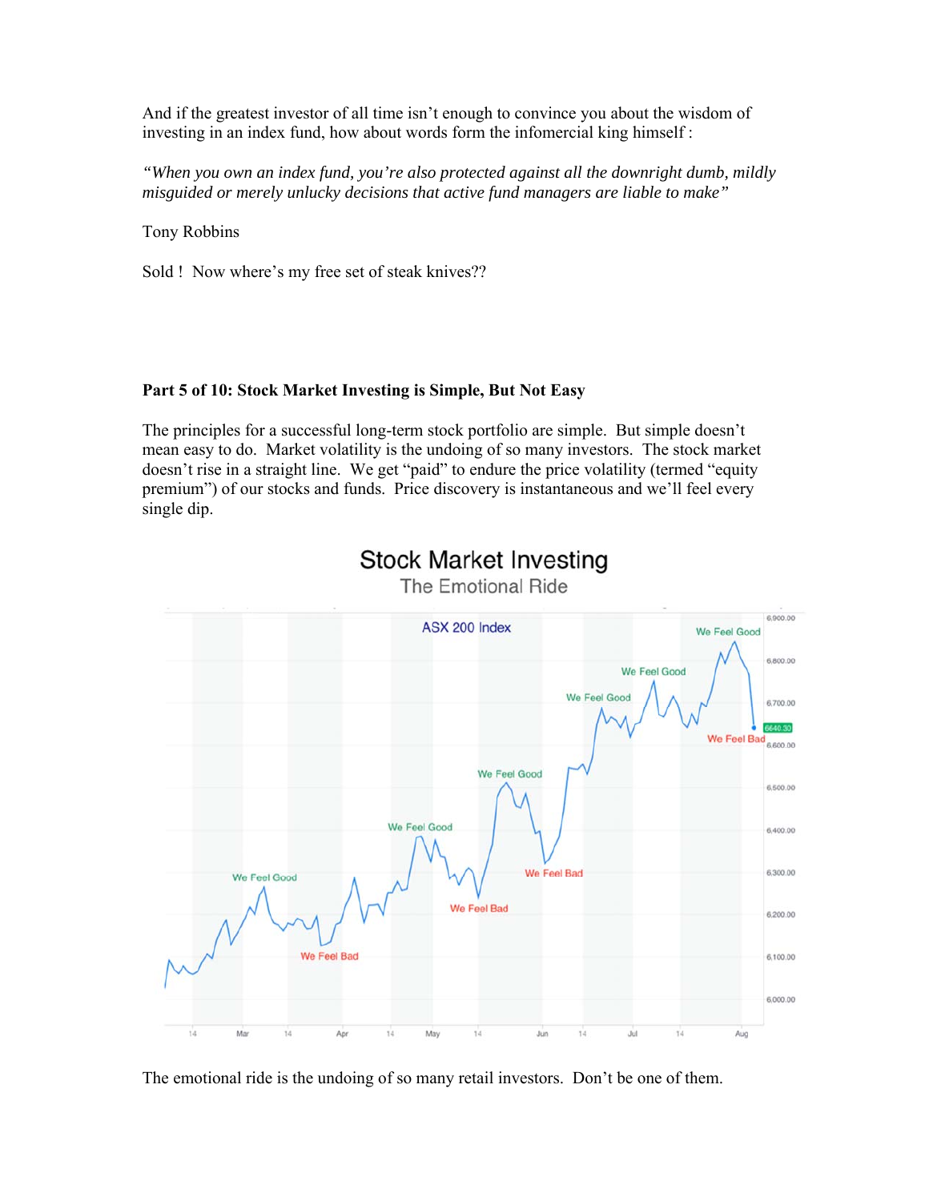And if the greatest investor of all time isn't enough to convince you about the wisdom of investing in an index fund, how about words form the infomercial king himself :

*"When you own an index fund, you're also protected against all the downright dumb, mildly misguided or merely unlucky decisions that active fund managers are liable to make"*

Tony Robbins

Sold ! Now where's my free set of steak knives??

**Part 5 of 10: Stock Market Investing is Simple, But Not Easy**

The principles for a successful long-term stock portfolio are simple. But simple doesn't mean easy to do. Market volatility is the undoing of so many investors. The stock market doesn't rise in a straight line. We get "paid" to endure the price volatility (termed "equity premium") of our stocks and funds. Price discovery is instantaneous and we'll feel every single dip.

The emotional ride is the undoing of so many retail investors. Don't be one of them.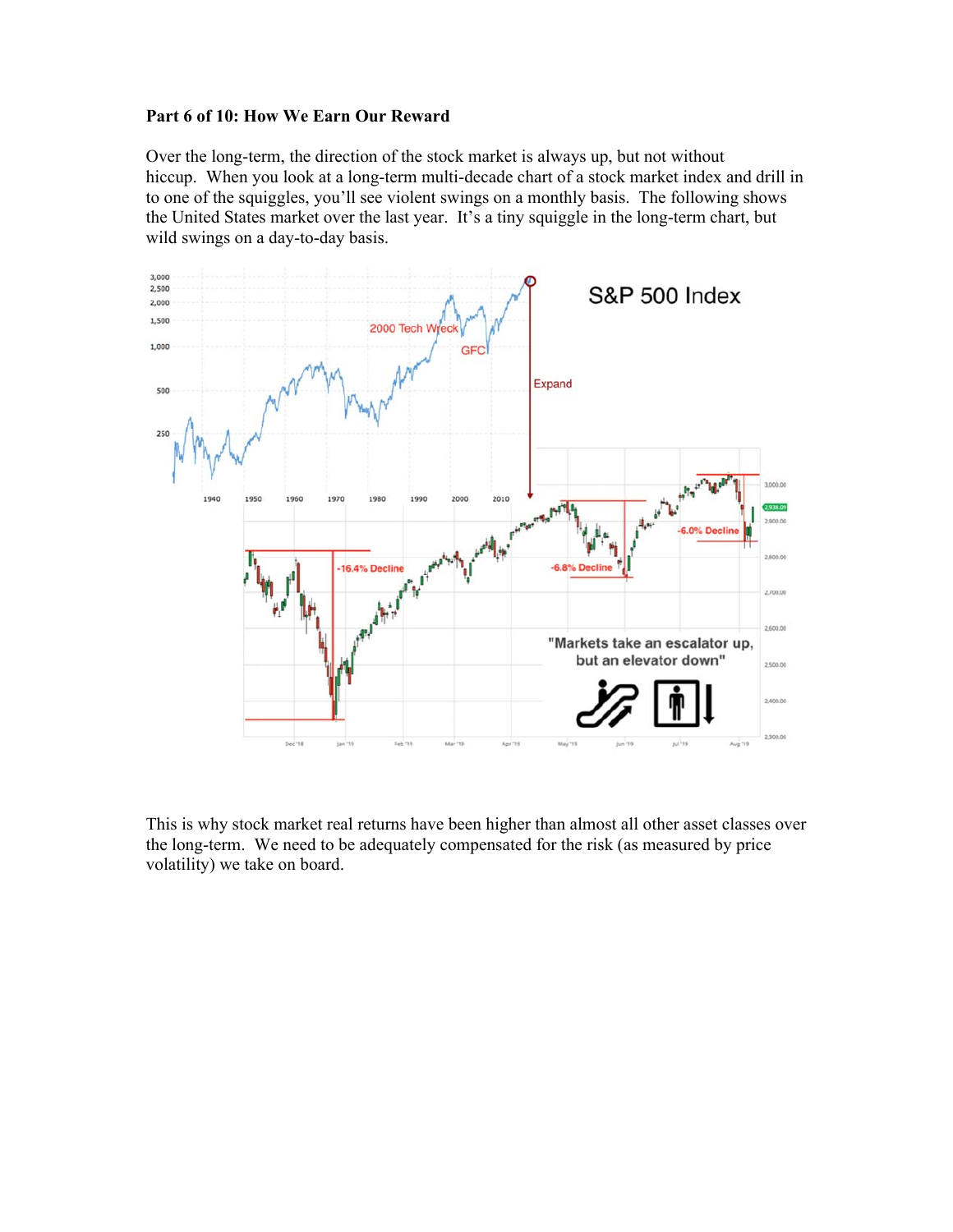**Part 6 of 10: How We Earn Our Reward**

Over the long-term, the direction of the stock market is always up, but not without hiccup. When you look at a long-term multi-decade chart of a stock market index and drill in to one of the squiggles, you'll see violent swings on a monthly basis. The following shows the United States market over the last year. It's a tiny squiggle in the long-term chart, but wild swings on a day-to-day basis.

This is why stock market real returns have been higher than almost all other asset classes over the long-term. We need to be adequately compensated for the risk (as measured by price volatility) we take on board.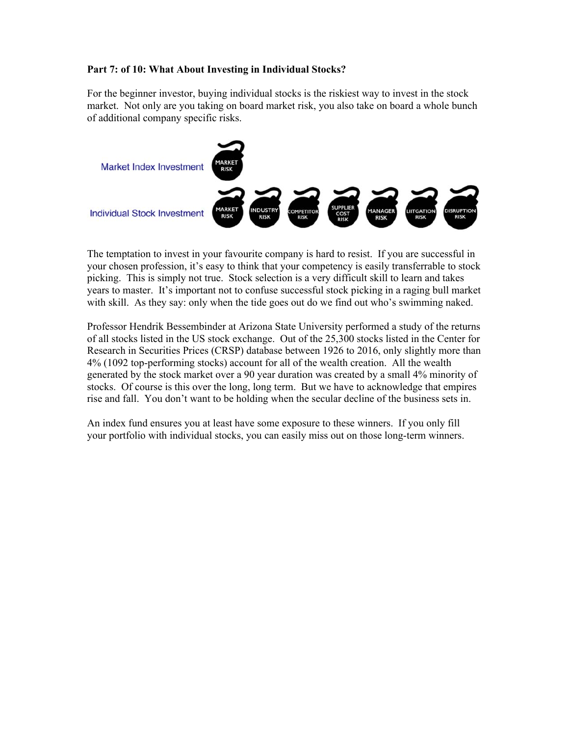**Part 7: of 10: What About Investing in Individual Stocks?**

For the beginner investor, buying individual stocks is the riskiest way to invest in the stock market. Not only are you taking on board market risk, you also take on board a whole bunch of additional company specific risks.

Market Index Investment: MARKET RISK

Individual Stock Investment: MARKET RISK, INDUSTRY RISK, COMPETITOR RISK, SUPPLIER COST RISK, MANAGER RISK, LIITGATION RISK, DISRUPTION RISK

The temptation to invest in your favourite company is hard to resist. If you are successful in your chosen profession, it's easy to think that your competency is easily transferrable to stock picking. This is simply not true. Stock selection is a very difficult skill to learn and takes years to master. It's important not to confuse successful stock picking in a raging bull market with skill. As they say: only when the tide goes out do we find out who's swimming naked.

Professor Hendrik Bessembinder at Arizona State University performed a study of the returns of all stocks listed in the US stock exchange. Out of the 25,300 stocks listed in the Center for Research in Securities Prices (CRSP) database between 1926 to 2016, only slightly more than 4% (1092 top-performing stocks) account for all of the wealth creation. All the wealth generated by the stock market over a 90 year duration was created by a small 4% minority of stocks. Of course is this over the long, long term. But we have to acknowledge that empires rise and fall. You don't want to be holding when the secular decline of the business sets in.

An index fund ensures you at least have some exposure to these winners. If you only fill your portfolio with individual stocks, you can easily miss out on those long-term winners.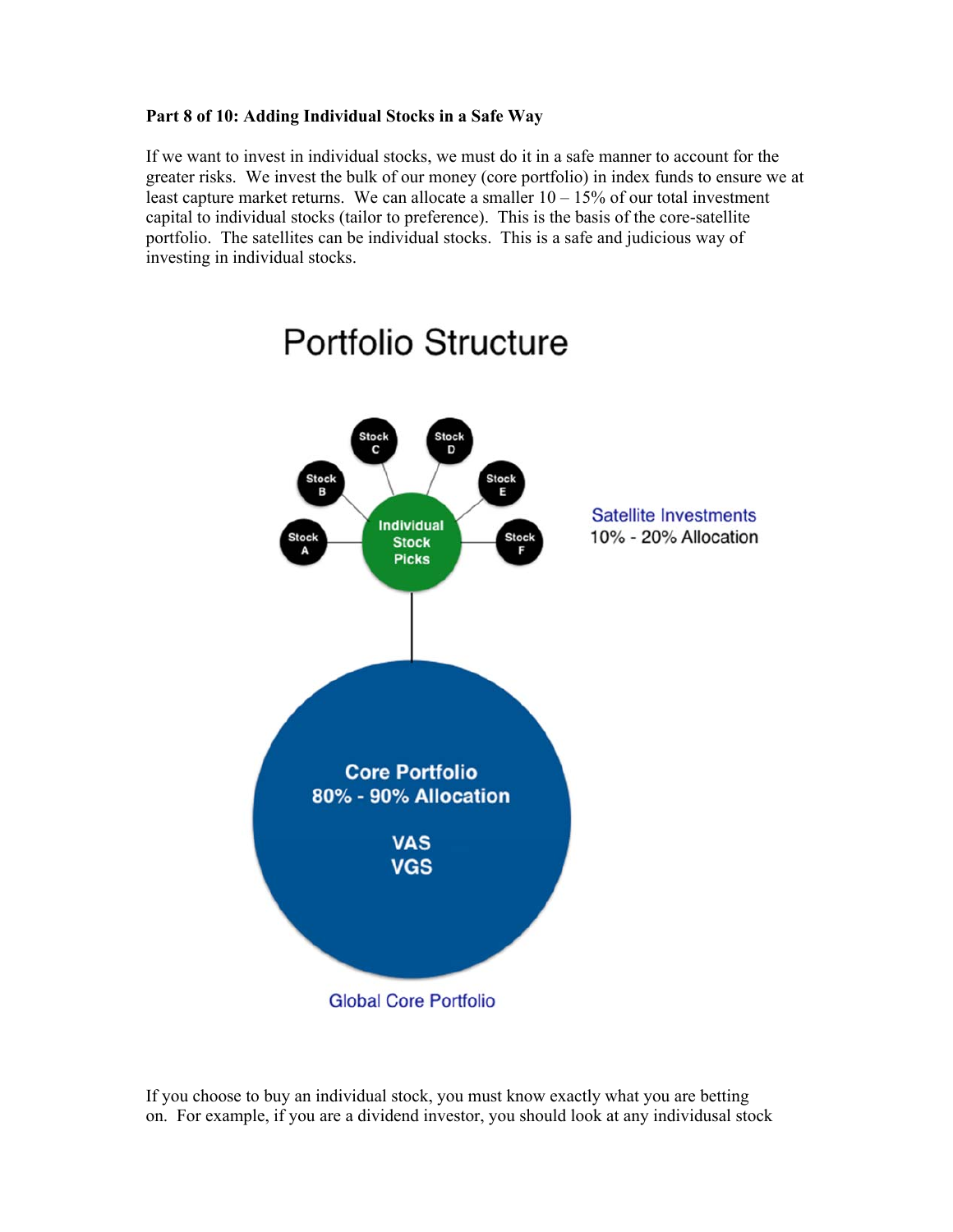**Part 8 of 10: Adding Individual Stocks in a Safe Way**

If we want to invest in individual stocks, we must do it in a safe manner to account for the greater risks. We invest the bulk of our money (core portfolio) in index funds to ensure we at least capture market returns. We can allocate a smaller 10 – 15% of our total investment capital to individual stocks (tailor to preference). This is the basis of the core-satellite portfolio. The satellites can be individual stocks. This is a safe and judicious way of investing in individual stocks.

Portfolio Structure

Stock A, Stock B, Stock C, Stock D, Stock E, Stock F

Individual Stock Picks

Satellite Investments
10% - 20% Allocation

Core Portfolio
80% - 90% Allocation

VAS
VGS

Global Core Portfolio

If you choose to buy an individual stock, you must know exactly what you are betting on. For example, if you are a dividend investor, you should look at any individusal stock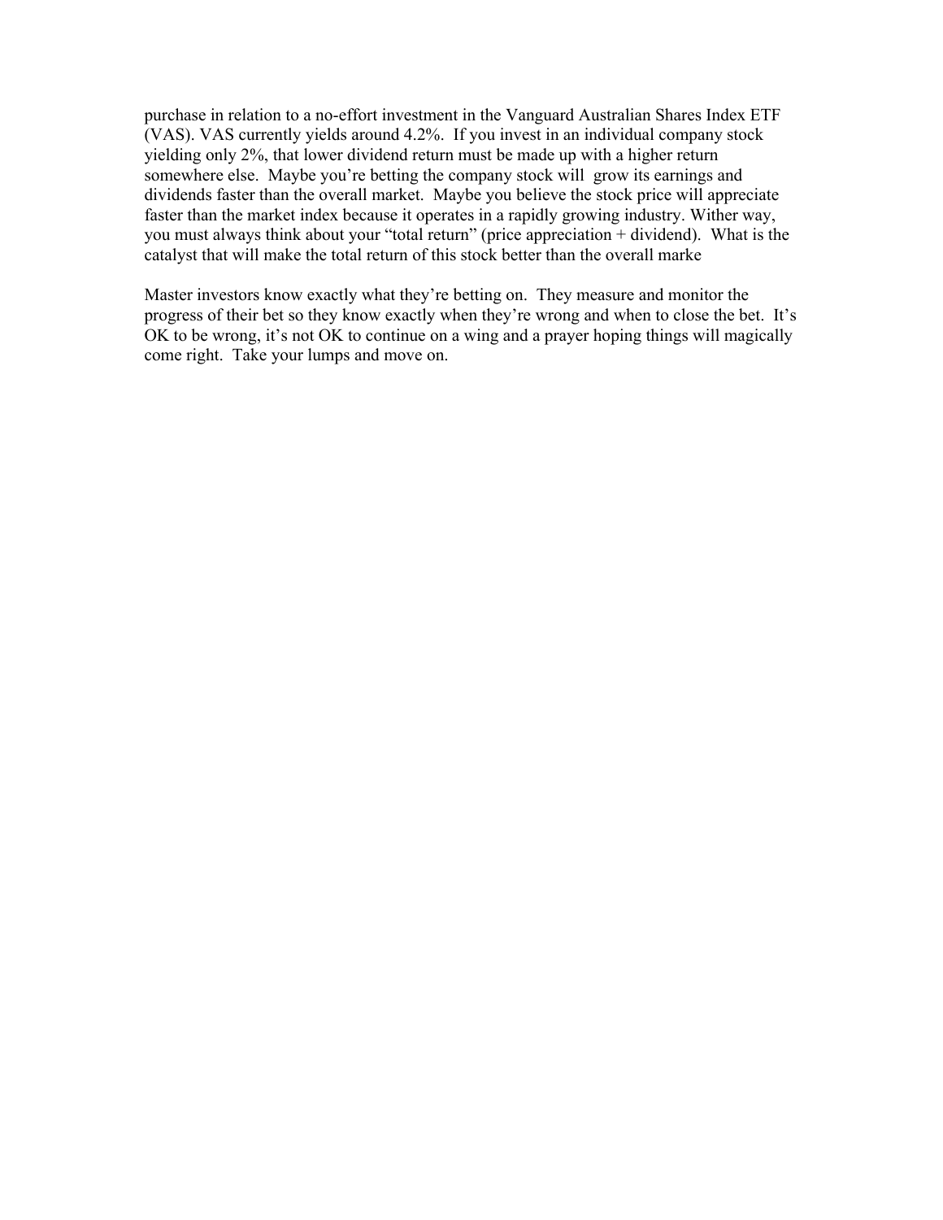purchase in relation to a no-effort investment in the Vanguard Australian Shares Index ETF (VAS). VAS currently yields around 4.2%. If you invest in an individual company stock yielding only 2%, that lower dividend return must be made up with a higher return somewhere else. Maybe you're betting the company stock will grow its earnings and dividends faster than the overall market. Maybe you believe the stock price will appreciate faster than the market index because it operates in a rapidly growing industry. Wither way, you must always think about your "total return" (price appreciation + dividend). What is the catalyst that will make the total return of this stock better than the overall marke

Master investors know exactly what they're betting on. They measure and monitor the progress of their bet so they know exactly when they're wrong and when to close the bet. It's OK to be wrong, it's not OK to continue on a wing and a prayer hoping things will magically come right. Take your lumps and move on.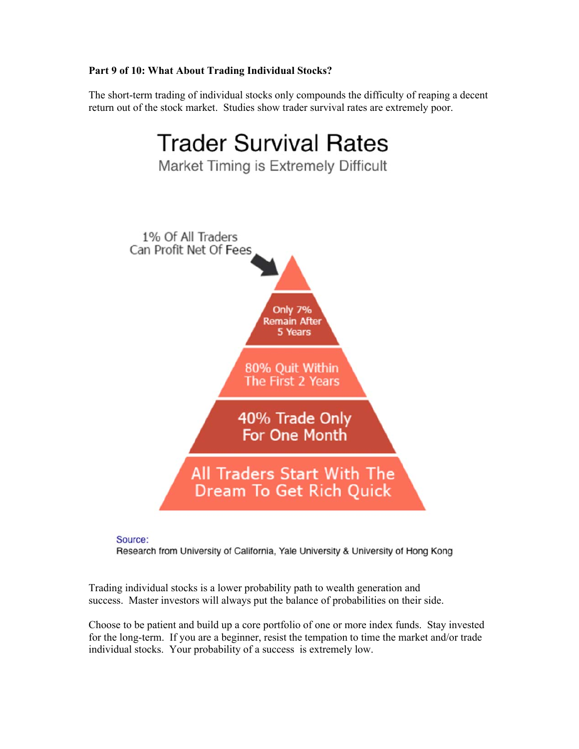**Part 9 of 10: What About Trading Individual Stocks?**

The short-term trading of individual stocks only compounds the difficulty of reaping a decent return out of the stock market. Studies show trader survival rates are extremely poor.

## Trader Survival Rates

Market Timing is Extremely Difficult

1% Of All Traders Can Profit Net Of Fees

Only 7% Remain After 5 Years

80% Quit Within The First 2 Years

40% Trade Only For One Month

All Traders Start With The Dream To Get Rich Quick

Source:
Research from University of California, Yale University & University of Hong Kong

Trading individual stocks is a lower probability path to wealth generation and success. Master investors will always put the balance of probabilities on their side.

Choose to be patient and build up a core portfolio of one or more index funds. Stay invested for the long-term. If you are a beginner, resist the tempation to time the market and/or trade individual stocks. Your probability of a success is extremely low.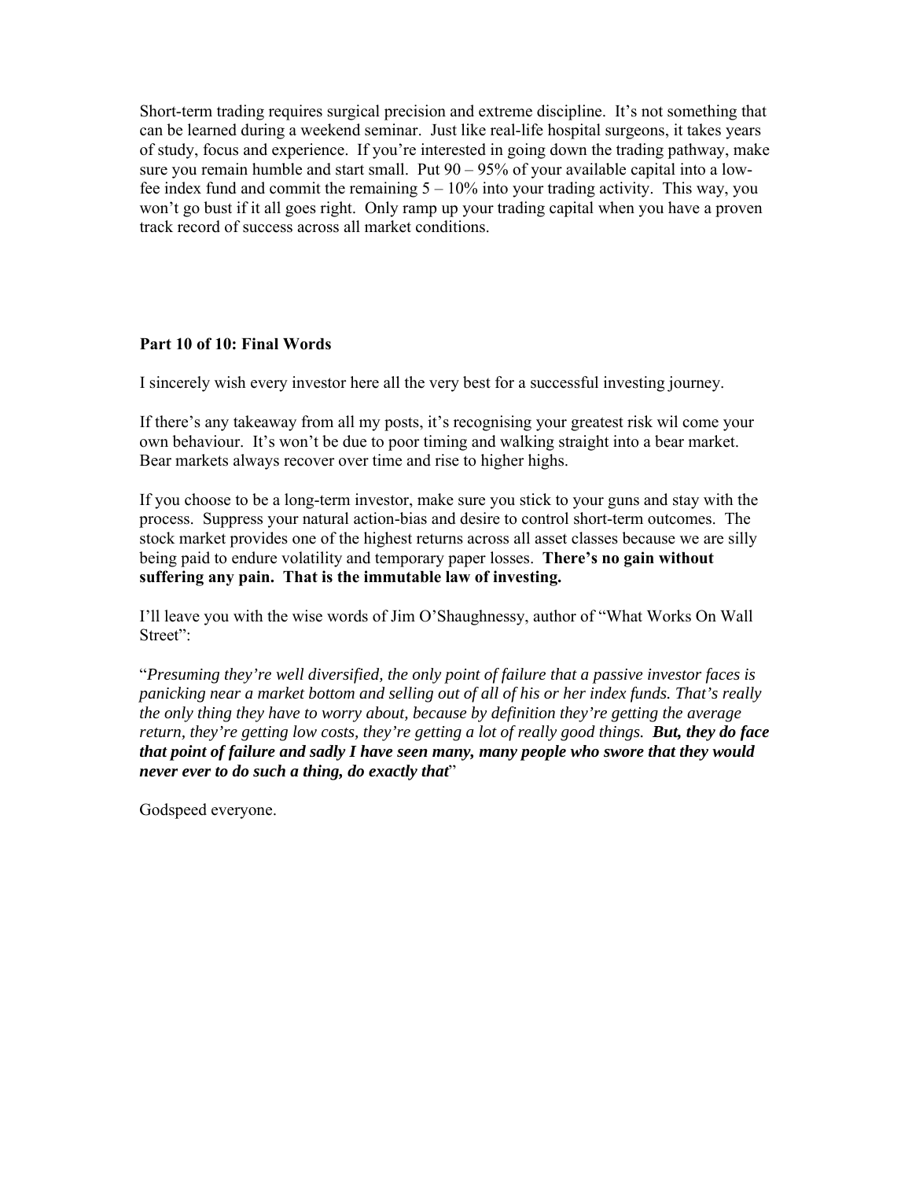Short-term trading requires surgical precision and extreme discipline. It's not something that can be learned during a weekend seminar. Just like real-life hospital surgeons, it takes years of study, focus and experience. If you're interested in going down the trading pathway, make sure you remain humble and start small. Put 90 – 95% of your available capital into a low-fee index fund and commit the remaining 5 – 10% into your trading activity. This way, you won't go bust if it all goes right. Only ramp up your trading capital when you have a proven track record of success across all market conditions.

**Part 10 of 10: Final Words**

I sincerely wish every investor here all the very best for a successful investing journey.

If there's any takeaway from all my posts, it's recognising your greatest risk wil come your own behaviour. It's won't be due to poor timing and walking straight into a bear market. Bear markets always recover over time and rise to higher highs.

If you choose to be a long-term investor, make sure you stick to your guns and stay with the process. Suppress your natural action-bias and desire to control short-term outcomes. The stock market provides one of the highest returns across all asset classes because we are silly being paid to endure volatility and temporary paper losses. **There's no gain without suffering any pain. That is the immutable law of investing.**

I'll leave you with the wise words of Jim O'Shaughnessy, author of "What Works On Wall Street":

"*Presuming they're well diversified, the only point of failure that a passive investor faces is panicking near a market bottom and selling out of all of his or her index funds. That's really the only thing they have to worry about, because by definition they're getting the average return, they're getting low costs, they're getting a lot of really good things.* ***But, they do face that point of failure and sadly I have seen many, many people who swore that they would never ever to do such a thing, do exactly that***"

Godspeed everyone.